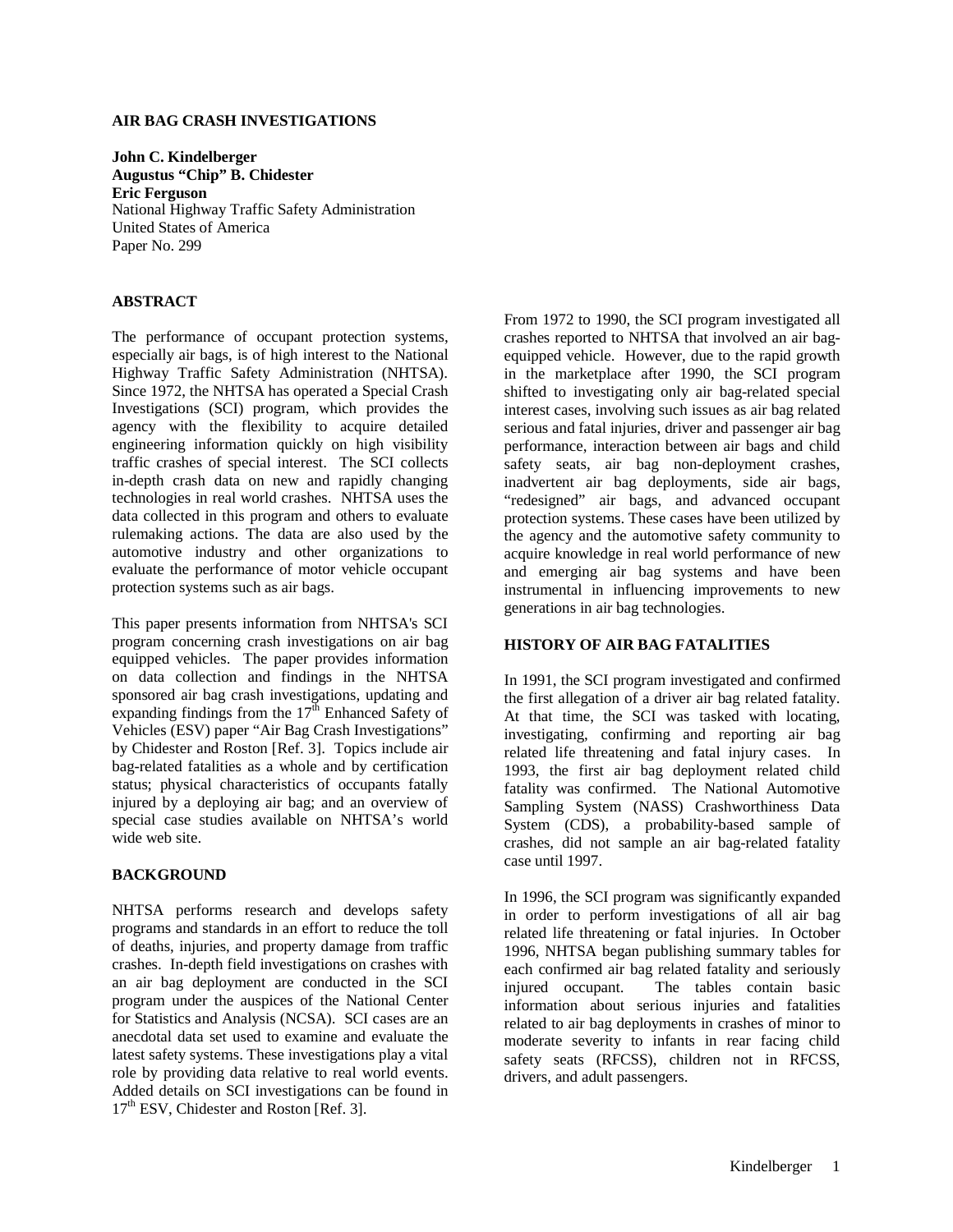# AIR BAG CRASH INVESTIGATIONS

**John C. Kindelberger**
**Augustus "Chip" B. Chidester**
**Eric Ferguson**
National Highway Traffic Safety Administration
United States of America
Paper No. 299

## ABSTRACT

The performance of occupant protection systems, especially air bags, is of high interest to the National Highway Traffic Safety Administration (NHTSA). Since 1972, the NHTSA has operated a Special Crash Investigations (SCI) program, which provides the agency with the flexibility to acquire detailed engineering information quickly on high visibility traffic crashes of special interest. The SCI collects in-depth crash data on new and rapidly changing technologies in real world crashes. NHTSA uses the data collected in this program and others to evaluate rulemaking actions. The data are also used by the automotive industry and other organizations to evaluate the performance of motor vehicle occupant protection systems such as air bags.

This paper presents information from NHTSA's SCI program concerning crash investigations on air bag equipped vehicles. The paper provides information on data collection and findings in the NHTSA sponsored air bag crash investigations, updating and expanding findings from the 17th Enhanced Safety of Vehicles (ESV) paper "Air Bag Crash Investigations" by Chidester and Roston [Ref. 3]. Topics include air bag-related fatalities as a whole and by certification status; physical characteristics of occupants fatally injured by a deploying air bag; and an overview of special case studies available on NHTSA's world wide web site.

## BACKGROUND

NHTSA performs research and develops safety programs and standards in an effort to reduce the toll of deaths, injuries, and property damage from traffic crashes. In-depth field investigations on crashes with an air bag deployment are conducted in the SCI program under the auspices of the National Center for Statistics and Analysis (NCSA). SCI cases are an anecdotal data set used to examine and evaluate the latest safety systems. These investigations play a vital role by providing data relative to real world events. Added details on SCI investigations can be found in 17th ESV, Chidester and Roston [Ref. 3].

From 1972 to 1990, the SCI program investigated all crashes reported to NHTSA that involved an air bag-equipped vehicle. However, due to the rapid growth in the marketplace after 1990, the SCI program shifted to investigating only air bag-related special interest cases, involving such issues as air bag related serious and fatal injuries, driver and passenger air bag performance, interaction between air bags and child safety seats, air bag non-deployment crashes, inadvertent air bag deployments, side air bags, "redesigned" air bags, and advanced occupant protection systems. These cases have been utilized by the agency and the automotive safety community to acquire knowledge in real world performance of new and emerging air bag systems and have been instrumental in influencing improvements to new generations in air bag technologies.

## HISTORY OF AIR BAG FATALITIES

In 1991, the SCI program investigated and confirmed the first allegation of a driver air bag related fatality. At that time, the SCI was tasked with locating, investigating, confirming and reporting air bag related life threatening and fatal injury cases. In 1993, the first air bag deployment related child fatality was confirmed. The National Automotive Sampling System (NASS) Crashworthiness Data System (CDS), a probability-based sample of crashes, did not sample an air bag-related fatality case until 1997.

In 1996, the SCI program was significantly expanded in order to perform investigations of all air bag related life threatening or fatal injuries. In October 1996, NHTSA began publishing summary tables for each confirmed air bag related fatality and seriously injured occupant. The tables contain basic information about serious injuries and fatalities related to air bag deployments in crashes of minor to moderate severity to infants in rear facing child safety seats (RFCSS), children not in RFCSS, drivers, and adult passengers.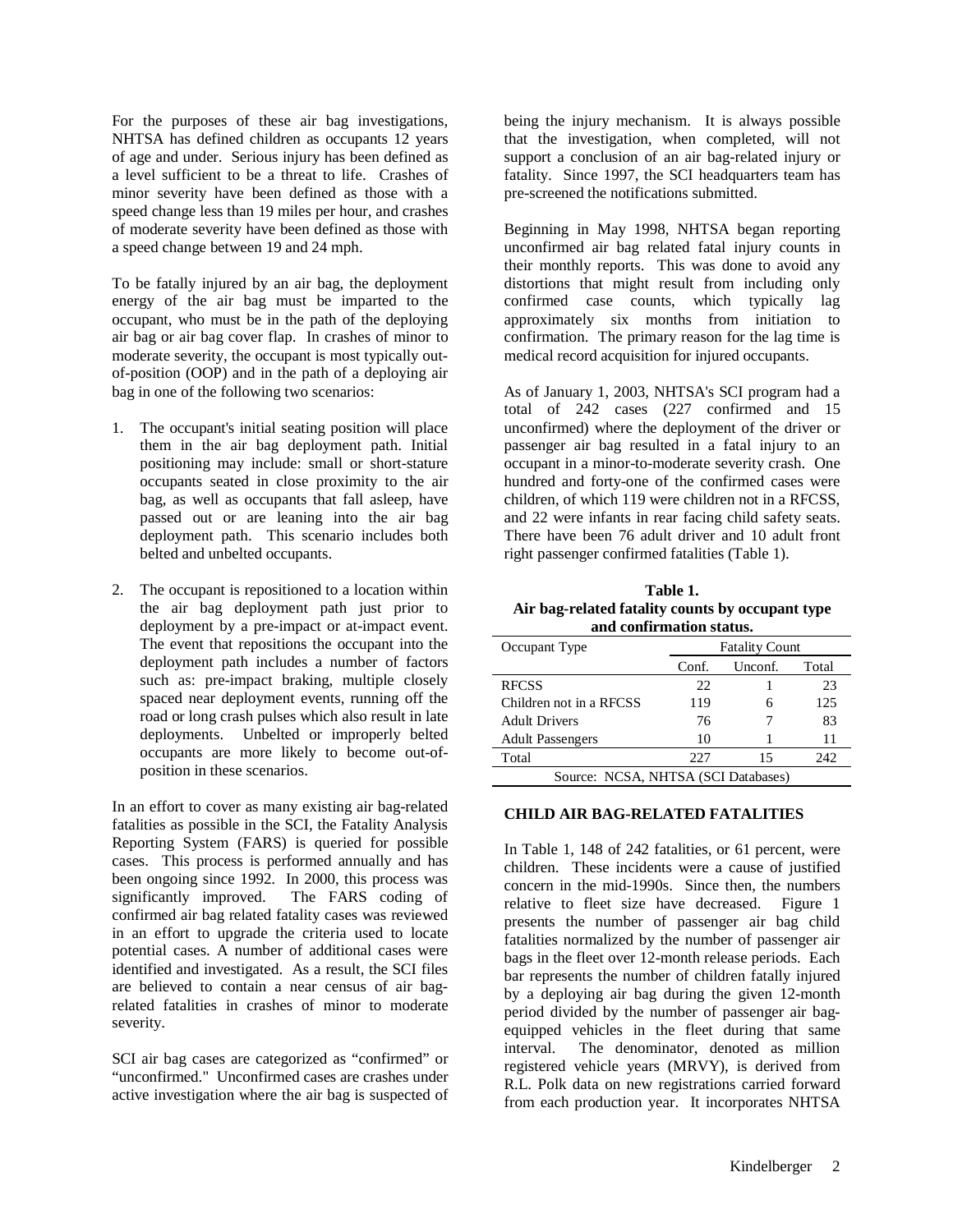For the purposes of these air bag investigations, NHTSA has defined children as occupants 12 years of age and under. Serious injury has been defined as a level sufficient to be a threat to life. Crashes of minor severity have been defined as those with a speed change less than 19 miles per hour, and crashes of moderate severity have been defined as those with a speed change between 19 and 24 mph.

To be fatally injured by an air bag, the deployment energy of the air bag must be imparted to the occupant, who must be in the path of the deploying air bag or air bag cover flap. In crashes of minor to moderate severity, the occupant is most typically out-of-position (OOP) and in the path of a deploying air bag in one of the following two scenarios:

1. The occupant's initial seating position will place them in the air bag deployment path. Initial positioning may include: small or short-stature occupants seated in close proximity to the air bag, as well as occupants that fall asleep, have passed out or are leaning into the air bag deployment path. This scenario includes both belted and unbelted occupants.

2. The occupant is repositioned to a location within the air bag deployment path just prior to deployment by a pre-impact or at-impact event. The event that repositions the occupant into the deployment path includes a number of factors such as: pre-impact braking, multiple closely spaced near deployment events, running off the road or long crash pulses which also result in late deployments. Unbelted or improperly belted occupants are more likely to become out-of-position in these scenarios.

In an effort to cover as many existing air bag-related fatalities as possible in the SCI, the Fatality Analysis Reporting System (FARS) is queried for possible cases. This process is performed annually and has been ongoing since 1992. In 2000, this process was significantly improved. The FARS coding of confirmed air bag related fatality cases was reviewed in an effort to upgrade the criteria used to locate potential cases. A number of additional cases were identified and investigated. As a result, the SCI files are believed to contain a near census of air bag-related fatalities in crashes of minor to moderate severity.

SCI air bag cases are categorized as "confirmed" or "unconfirmed." Unconfirmed cases are crashes under active investigation where the air bag is suspected of being the injury mechanism. It is always possible that the investigation, when completed, will not support a conclusion of an air bag-related injury or fatality. Since 1997, the SCI headquarters team has pre-screened the notifications submitted.

Beginning in May 1998, NHTSA began reporting unconfirmed air bag related fatal injury counts in their monthly reports. This was done to avoid any distortions that might result from including only confirmed case counts, which typically lag approximately six months from initiation to confirmation. The primary reason for the lag time is medical record acquisition for injured occupants.

As of January 1, 2003, NHTSA's SCI program had a total of 242 cases (227 confirmed and 15 unconfirmed) where the deployment of the driver or passenger air bag resulted in a fatal injury to an occupant in a minor-to-moderate severity crash. One hundred and forty-one of the confirmed cases were children, of which 119 were children not in a RFCSS, and 22 were infants in rear facing child safety seats. There have been 76 adult driver and 10 adult front right passenger confirmed fatalities (Table 1).

**Table 1. Air bag-related fatality counts by occupant type and confirmation status.**

| Occupant Type | Fatality Count | | |
|---|---|---|---|
| | Conf. | Unconf. | Total |
| RFCSS | 22 | 1 | 23 |
| Children not in a RFCSS | 119 | 6 | 125 |
| Adult Drivers | 76 | 7 | 83 |
| Adult Passengers | 10 | 1 | 11 |
| Total | 227 | 15 | 242 |

Source: NCSA, NHTSA (SCI Databases)

## CHILD AIR BAG-RELATED FATALITIES

In Table 1, 148 of 242 fatalities, or 61 percent, were children. These incidents were a cause of justified concern in the mid-1990s. Since then, the numbers relative to fleet size have decreased. Figure 1 presents the number of passenger air bag child fatalities normalized by the number of passenger air bags in the fleet over 12-month release periods. Each bar represents the number of children fatally injured by a deploying air bag during the given 12-month period divided by the number of passenger air bag-equipped vehicles in the fleet during that same interval. The denominator, denoted as million registered vehicle years (MRVY), is derived from R.L. Polk data on new registrations carried forward from each production year. It incorporates NHTSA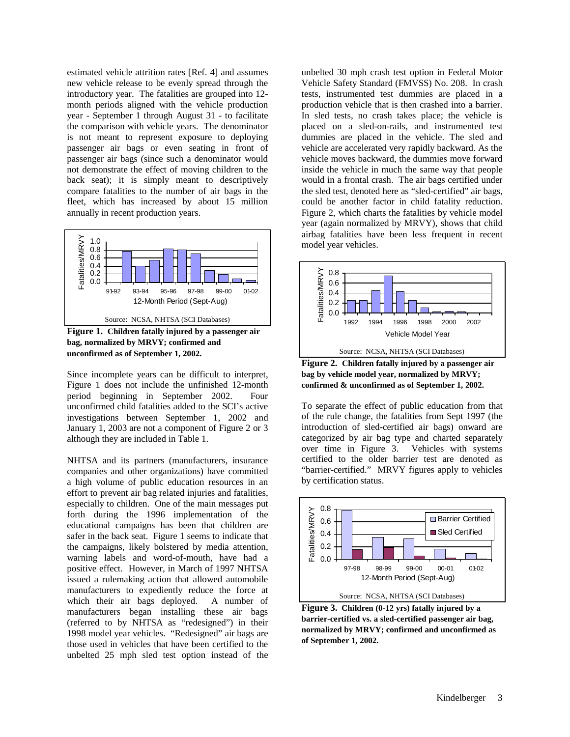estimated vehicle attrition rates [Ref. 4] and assumes new vehicle release to be evenly spread through the introductory year. The fatalities are grouped into 12-month periods aligned with the vehicle production year - September 1 through August 31 - to facilitate the comparison with vehicle years. The denominator is not meant to represent exposure to deploying passenger air bags or even seating in front of passenger air bags (since such a denominator would not demonstrate the effect of moving children to the back seat); it is simply meant to descriptively compare fatalities to the number of air bags in the fleet, which has increased by about 15 million annually in recent production years.

**Figure 1. Children fatally injured by a passenger air bag, normalized by MRVY; confirmed and unconfirmed as of September 1, 2002.**

Since incomplete years can be difficult to interpret, Figure 1 does not include the unfinished 12-month period beginning in September 2002. Four unconfirmed child fatalities added to the SCI's active investigations between September 1, 2002 and January 1, 2003 are not a component of Figure 2 or 3 although they are included in Table 1.

NHTSA and its partners (manufacturers, insurance companies and other organizations) have committed a high volume of public education resources in an effort to prevent air bag related injuries and fatalities, especially to children. One of the main messages put forth during the 1996 implementation of the educational campaigns has been that children are safer in the back seat. Figure 1 seems to indicate that the campaigns, likely bolstered by media attention, warning labels and word-of-mouth, have had a positive effect. However, in March of 1997 NHTSA issued a rulemaking action that allowed automobile manufacturers to expediently reduce the force at which their air bags deployed. A number of manufacturers began installing these air bags (referred to by NHTSA as "redesigned") in their 1998 model year vehicles. "Redesigned" air bags are those used in vehicles that have been certified to the unbelted 25 mph sled test option instead of the unbelted 30 mph crash test option in Federal Motor Vehicle Safety Standard (FMVSS) No. 208. In crash tests, instrumented test dummies are placed in a production vehicle that is then crashed into a barrier. In sled tests, no crash takes place; the vehicle is placed on a sled-on-rails, and instrumented test dummies are placed in the vehicle. The sled and vehicle are accelerated very rapidly backward. As the vehicle moves backward, the dummies move forward inside the vehicle in much the same way that people would in a frontal crash. The air bags certified under the sled test, denoted here as "sled-certified" air bags, could be another factor in child fatality reduction. Figure 2, which charts the fatalities by vehicle model year (again normalized by MRVY), shows that child airbag fatalities have been less frequent in recent model year vehicles.

**Figure 2. Children fatally injured by a passenger air bag by vehicle model year, normalized by MRVY; confirmed & unconfirmed as of September 1, 2002.**

To separate the effect of public education from that of the rule change, the fatalities from Sept 1997 (the introduction of sled-certified air bags) onward are categorized by air bag type and charted separately over time in Figure 3. Vehicles with systems certified to the older barrier test are denoted as "barrier-certified." MRVY figures apply to vehicles by certification status.

**Figure 3. Children (0-12 yrs) fatally injured by a barrier-certified vs. a sled-certified passenger air bag, normalized by MRVY; confirmed and unconfirmed as of September 1, 2002.**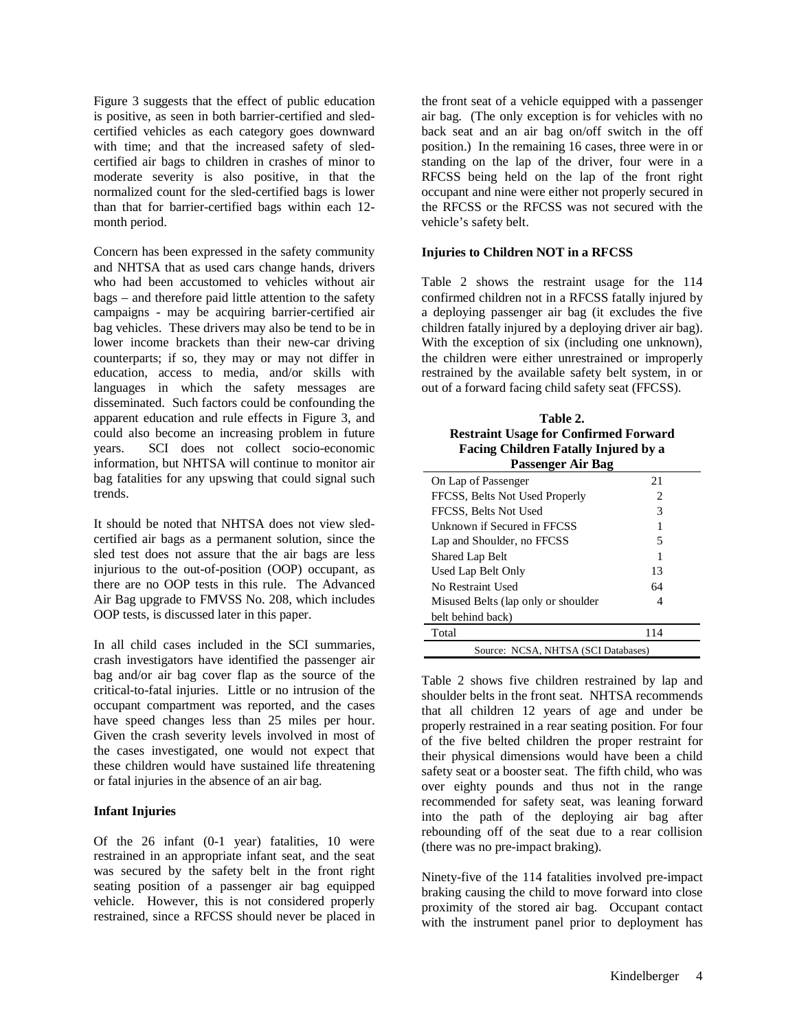Figure 3 suggests that the effect of public education is positive, as seen in both barrier-certified and sled-certified vehicles as each category goes downward with time; and that the increased safety of sled-certified air bags to children in crashes of minor to moderate severity is also positive, in that the normalized count for the sled-certified bags is lower than that for barrier-certified bags within each 12-month period.

Concern has been expressed in the safety community and NHTSA that as used cars change hands, drivers who had been accustomed to vehicles without air bags – and therefore paid little attention to the safety campaigns - may be acquiring barrier-certified air bag vehicles. These drivers may also be tend to be in lower income brackets than their new-car driving counterparts; if so, they may or may not differ in education, access to media, and/or skills with languages in which the safety messages are disseminated. Such factors could be confounding the apparent education and rule effects in Figure 3, and could also become an increasing problem in future years. SCI does not collect socio-economic information, but NHTSA will continue to monitor air bag fatalities for any upswing that could signal such trends.

It should be noted that NHTSA does not view sled-certified air bags as a permanent solution, since the sled test does not assure that the air bags are less injurious to the out-of-position (OOP) occupant, as there are no OOP tests in this rule. The Advanced Air Bag upgrade to FMVSS No. 208, which includes OOP tests, is discussed later in this paper.

In all child cases included in the SCI summaries, crash investigators have identified the passenger air bag and/or air bag cover flap as the source of the critical-to-fatal injuries. Little or no intrusion of the occupant compartment was reported, and the cases have speed changes less than 25 miles per hour. Given the crash severity levels involved in most of the cases investigated, one would not expect that these children would have sustained life threatening or fatal injuries in the absence of an air bag.

**Infant Injuries**

Of the 26 infant (0-1 year) fatalities, 10 were restrained in an appropriate infant seat, and the seat was secured by the safety belt in the front right seating position of a passenger air bag equipped vehicle. However, this is not considered properly restrained, since a RFCSS should never be placed in the front seat of a vehicle equipped with a passenger air bag. (The only exception is for vehicles with no back seat and an air bag on/off switch in the off position.) In the remaining 16 cases, three were in or standing on the lap of the driver, four were in a RFCSS being held on the lap of the front right occupant and nine were either not properly secured in the RFCSS or the RFCSS was not secured with the vehicle's safety belt.

**Injuries to Children NOT in a RFCSS**

Table 2 shows the restraint usage for the 114 confirmed children not in a RFCSS fatally injured by a deploying passenger air bag (it excludes the five children fatally injured by a deploying driver air bag). With the exception of six (including one unknown), the children were either unrestrained or improperly restrained by the available safety belt system, in or out of a forward facing child safety seat (FFCSS).

**Table 2. Restraint Usage for Confirmed Forward Facing Children Fatally Injured by a Passenger Air Bag**

| | |
|---|---|
| On Lap of Passenger | 21 |
| FFCSS, Belts Not Used Properly | 2 |
| FFCSS, Belts Not Used | 3 |
| Unknown if Secured in FFCSS | 1 |
| Lap and Shoulder, no FFCSS | 5 |
| Shared Lap Belt | 1 |
| Used Lap Belt Only | 13 |
| No Restraint Used | 64 |
| Misused Belts (lap only or shoulder belt behind back) | 4 |
| Total | 114 |

Source: NCSA, NHTSA (SCI Databases)

Table 2 shows five children restrained by lap and shoulder belts in the front seat. NHTSA recommends that all children 12 years of age and under be properly restrained in a rear seating position. For four of the five belted children the proper restraint for their physical dimensions would have been a child safety seat or a booster seat. The fifth child, who was over eighty pounds and thus not in the range recommended for safety seat, was leaning forward into the path of the deploying air bag after rebounding off of the seat due to a rear collision (there was no pre-impact braking).

Ninety-five of the 114 fatalities involved pre-impact braking causing the child to move forward into close proximity of the stored air bag. Occupant contact with the instrument panel prior to deployment has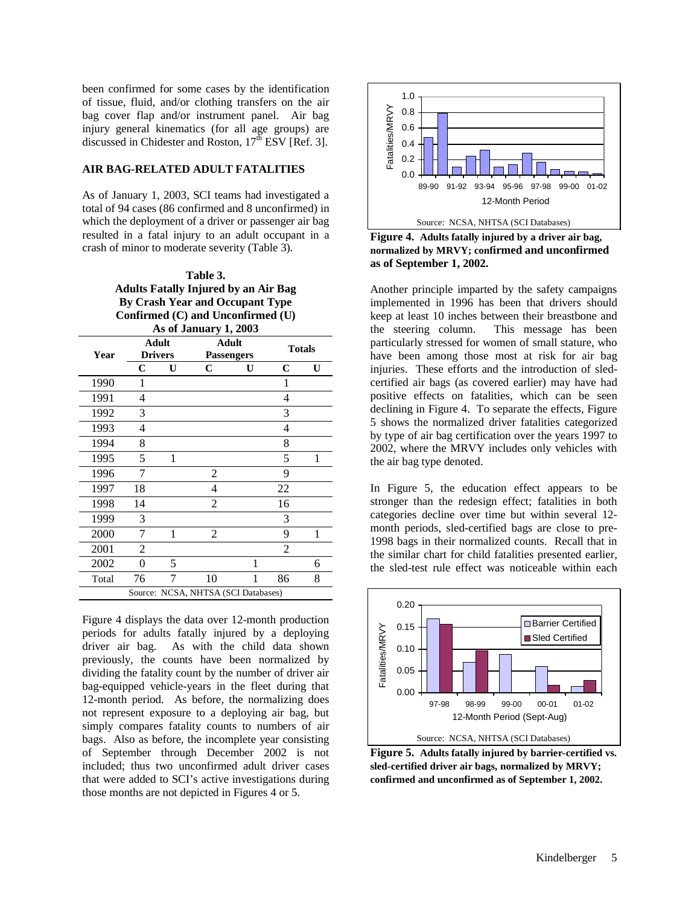been confirmed for some cases by the identification of tissue, fluid, and/or clothing transfers on the air bag cover flap and/or instrument panel. Air bag injury general kinematics (for all age groups) are discussed in Chidester and Roston, 17[th] ESV [Ref. 3].

## AIR BAG-RELATED ADULT FATALITIES

As of January 1, 2003, SCI teams had investigated a total of 94 cases (86 confirmed and 8 unconfirmed) in which the deployment of a driver or passenger air bag resulted in a fatal injury to an adult occupant in a crash of minor to moderate severity (Table 3).

**Table 3.**
**Adults Fatally Injured by an Air Bag By Crash Year and Occupant Type Confirmed (C) and Unconfirmed (U) As of January 1, 2003**

| Year | Adult Drivers | | Adult Passengers | | Totals | |
|---|---|---|---|---|---|---|
| | C | U | C | U | C | U |
| 1990 | 1 | | | | 1 | |
| 1991 | 4 | | | | 4 | |
| 1992 | 3 | | | | 3 | |
| 1993 | 4 | | | | 4 | |
| 1994 | 8 | | | | 8 | |
| 1995 | 5 | 1 | | | 5 | 1 |
| 1996 | 7 | | 2 | | 9 | |
| 1997 | 18 | | 4 | | 22 | |
| 1998 | 14 | | 2 | | 16 | |
| 1999 | 3 | | | | 3 | |
| 2000 | 7 | 1 | 2 | | 9 | 1 |
| 2001 | 2 | | | | 2 | |
| 2002 | 0 | 5 | | 1 | | 6 |
| Total | 76 | 7 | 10 | 1 | 86 | 8 |

Source: NCSA, NHTSA (SCI Databases)

Figure 4 displays the data over 12-month production periods for adults fatally injured by a deploying driver air bag. As with the child data shown previously, the counts have been normalized by dividing the fatality count by the number of driver air bag-equipped vehicle-years in the fleet during that 12-month period. As before, the normalizing does not represent exposure to a deploying air bag, but simply compares fatality counts to numbers of air bags. Also as before, the incomplete year consisting of September through December 2002 is not included; thus two unconfirmed adult driver cases that were added to SCI's active investigations during those months are not depicted in Figures 4 or 5.

**Figure 4. Adults fatally injured by a driver air bag, normalized by MRVY; confirmed and unconfirmed as of September 1, 2002.**

Another principle imparted by the safety campaigns implemented in 1996 has been that drivers should keep at least 10 inches between their breastbone and the steering column. This message has been particularly stressed for women of small stature, who have been among those most at risk for air bag injuries. These efforts and the introduction of sled-certified air bags (as covered earlier) may have had positive effects on fatalities, which can be seen declining in Figure 4. To separate the effects, Figure 5 shows the normalized driver fatalities categorized by type of air bag certification over the years 1997 to 2002, where the MRVY includes only vehicles with the air bag type denoted.

In Figure 5, the education effect appears to be stronger than the redesign effect; fatalities in both categories decline over time but within several 12-month periods, sled-certified bags are close to pre-1998 bags in their normalized counts. Recall that in the similar chart for child fatalities presented earlier, the sled-test rule effect was noticeable within each

**Figure 5. Adults fatally injured by barrier-certified vs. sled-certified driver air bags, normalized by MRVY; confirmed and unconfirmed as of September 1, 2002.**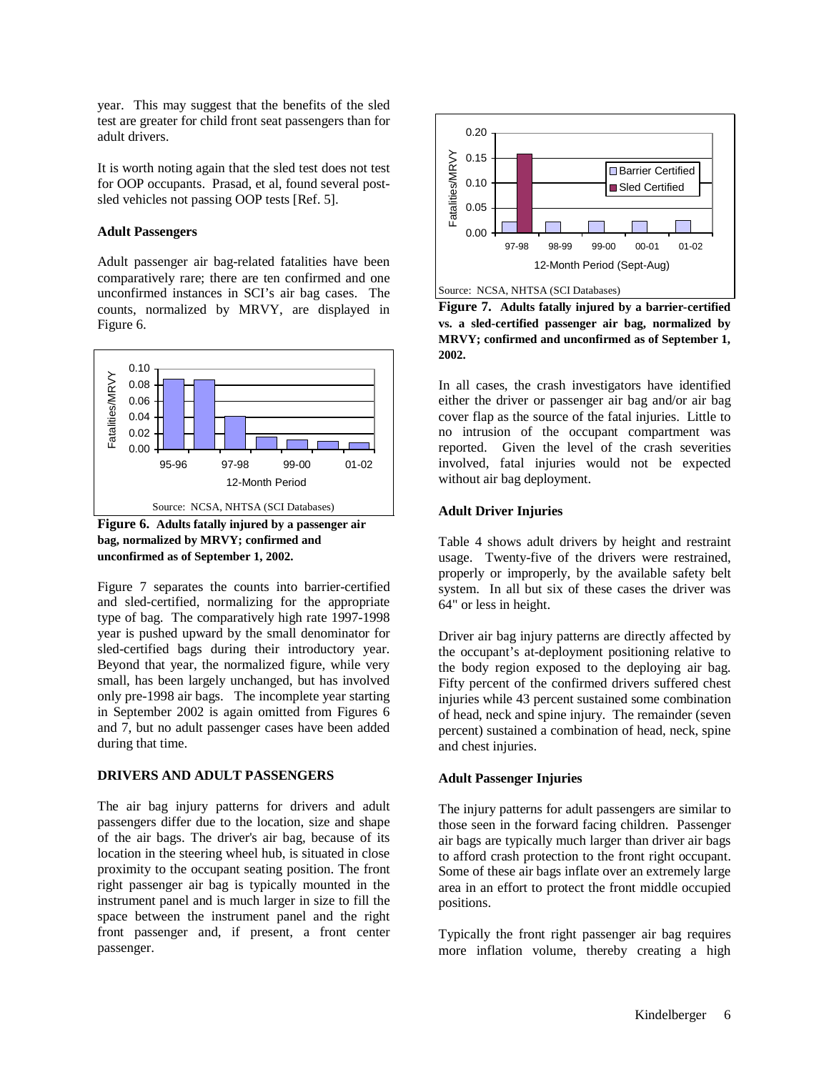year. This may suggest that the benefits of the sled test are greater for child front seat passengers than for adult drivers.

It is worth noting again that the sled test does not test for OOP occupants. Prasad, et al, found several post-sled vehicles not passing OOP tests [Ref. 5].

### Adult Passengers

Adult passenger air bag-related fatalities have been comparatively rare; there are ten confirmed and one unconfirmed instances in SCI's air bag cases. The counts, normalized by MRVY, are displayed in Figure 6.

**Figure 6. Adults fatally injured by a passenger air bag, normalized by MRVY; confirmed and unconfirmed as of September 1, 2002.**

Figure 7 separates the counts into barrier-certified and sled-certified, normalizing for the appropriate type of bag. The comparatively high rate 1997-1998 year is pushed upward by the small denominator for sled-certified bags during their introductory year. Beyond that year, the normalized figure, while very small, has been largely unchanged, but has involved only pre-1998 air bags. The incomplete year starting in September 2002 is again omitted from Figures 6 and 7, but no adult passenger cases have been added during that time.

## DRIVERS AND ADULT PASSENGERS

The air bag injury patterns for drivers and adult passengers differ due to the location, size and shape of the air bags. The driver's air bag, because of its location in the steering wheel hub, is situated in close proximity to the occupant seating position. The front right passenger air bag is typically mounted in the instrument panel and is much larger in size to fill the space between the instrument panel and the right front passenger and, if present, a front center passenger.

**Figure 7. Adults fatally injured by a barrier-certified vs. a sled-certified passenger air bag, normalized by MRVY; confirmed and unconfirmed as of September 1, 2002.**

In all cases, the crash investigators have identified either the driver or passenger air bag and/or air bag cover flap as the source of the fatal injuries. Little to no intrusion of the occupant compartment was reported. Given the level of the crash severities involved, fatal injuries would not be expected without air bag deployment.

### Adult Driver Injuries

Table 4 shows adult drivers by height and restraint usage. Twenty-five of the drivers were restrained, properly or improperly, by the available safety belt system. In all but six of these cases the driver was 64" or less in height.

Driver air bag injury patterns are directly affected by the occupant's at-deployment positioning relative to the body region exposed to the deploying air bag. Fifty percent of the confirmed drivers suffered chest injuries while 43 percent sustained some combination of head, neck and spine injury. The remainder (seven percent) sustained a combination of head, neck, spine and chest injuries.

### Adult Passenger Injuries

The injury patterns for adult passengers are similar to those seen in the forward facing children. Passenger air bags are typically much larger than driver air bags to afford crash protection to the front right occupant. Some of these air bags inflate over an extremely large area in an effort to protect the front middle occupied positions.

Typically the front right passenger air bag requires more inflation volume, thereby creating a high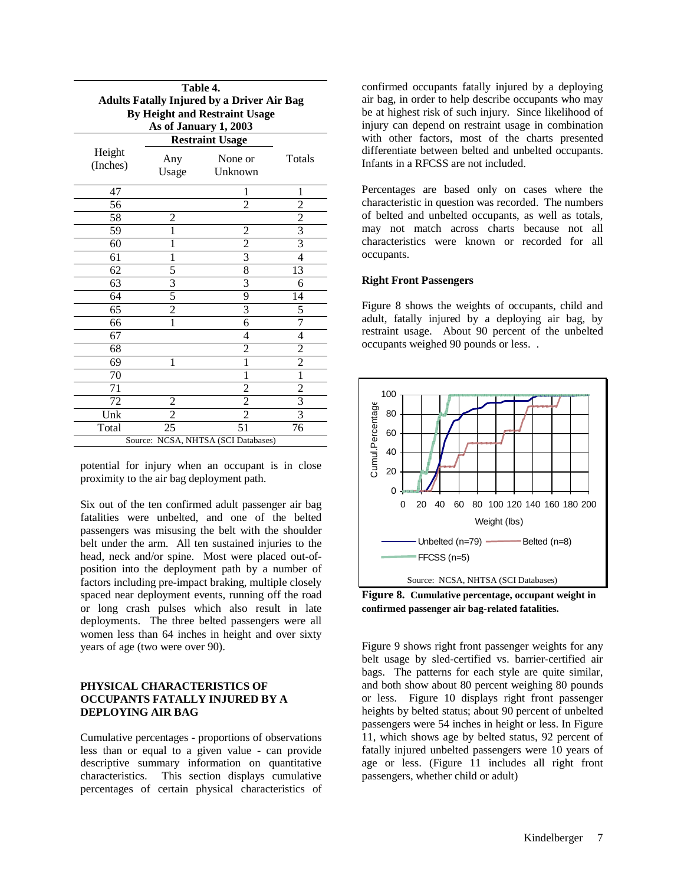**Table 4.**
**Adults Fatally Injured by a Driver Air Bag**
**By Height and Restraint Usage**
**As of January 1, 2003**

| Height (Inches) | Restraint Usage: Any Usage | Restraint Usage: None or Unknown | Totals |
|---|---|---|---|
| 47 | | 1 | 1 |
| 56 | | 2 | 2 |
| 58 | 2 | | 2 |
| 59 | 1 | 2 | 3 |
| 60 | 1 | 2 | 3 |
| 61 | 1 | 3 | 4 |
| 62 | 5 | 8 | 13 |
| 63 | 3 | 3 | 6 |
| 64 | 5 | 9 | 14 |
| 65 | 2 | 3 | 5 |
| 66 | 1 | 6 | 7 |
| 67 | | 4 | 4 |
| 68 | | 2 | 2 |
| 69 | 1 | 1 | 2 |
| 70 | | 1 | 1 |
| 71 | | 2 | 2 |
| 72 | 2 | 2 | 3 |
| Unk | 2 | 2 | 3 |
| Total | 25 | 51 | 76 |

Source: NCSA, NHTSA (SCI Databases)

potential for injury when an occupant is in close proximity to the air bag deployment path.

Six out of the ten confirmed adult passenger air bag fatalities were unbelted, and one of the belted passengers was misusing the belt with the shoulder belt under the arm. All ten sustained injuries to the head, neck and/or spine. Most were placed out-of-position into the deployment path by a number of factors including pre-impact braking, multiple closely spaced near deployment events, running off the road or long crash pulses which also result in late deployments. The three belted passengers were all women less than 64 inches in height and over sixty years of age (two were over 90).

## PHYSICAL CHARACTERISTICS OF OCCUPANTS FATALLY INJURED BY A DEPLOYING AIR BAG

Cumulative percentages - proportions of observations less than or equal to a given value - can provide descriptive summary information on quantitative characteristics. This section displays cumulative percentages of certain physical characteristics of confirmed occupants fatally injured by a deploying air bag, in order to help describe occupants who may be at highest risk of such injury. Since likelihood of injury can depend on restraint usage in combination with other factors, most of the charts presented differentiate between belted and unbelted occupants. Infants in a RFCSS are not included.

Percentages are based only on cases where the characteristic in question was recorded. The numbers of belted and unbelted occupants, as well as totals, may not match across charts because not all characteristics were known or recorded for all occupants.

### Right Front Passengers

Figure 8 shows the weights of occupants, child and adult, fatally injured by a deploying air bag, by restraint usage. About 90 percent of the unbelted occupants weighed 90 pounds or less. .

**Figure 8. Cumulative percentage, occupant weight in confirmed passenger air bag-related fatalities.**

Figure 9 shows right front passenger weights for any belt usage by sled-certified vs. barrier-certified air bags. The patterns for each style are quite similar, and both show about 80 percent weighing 80 pounds or less. Figure 10 displays right front passenger heights by belted status; about 90 percent of unbelted passengers were 54 inches in height or less. In Figure 11, which shows age by belted status, 92 percent of fatally injured unbelted passengers were 10 years of age or less. (Figure 11 includes all right front passengers, whether child or adult)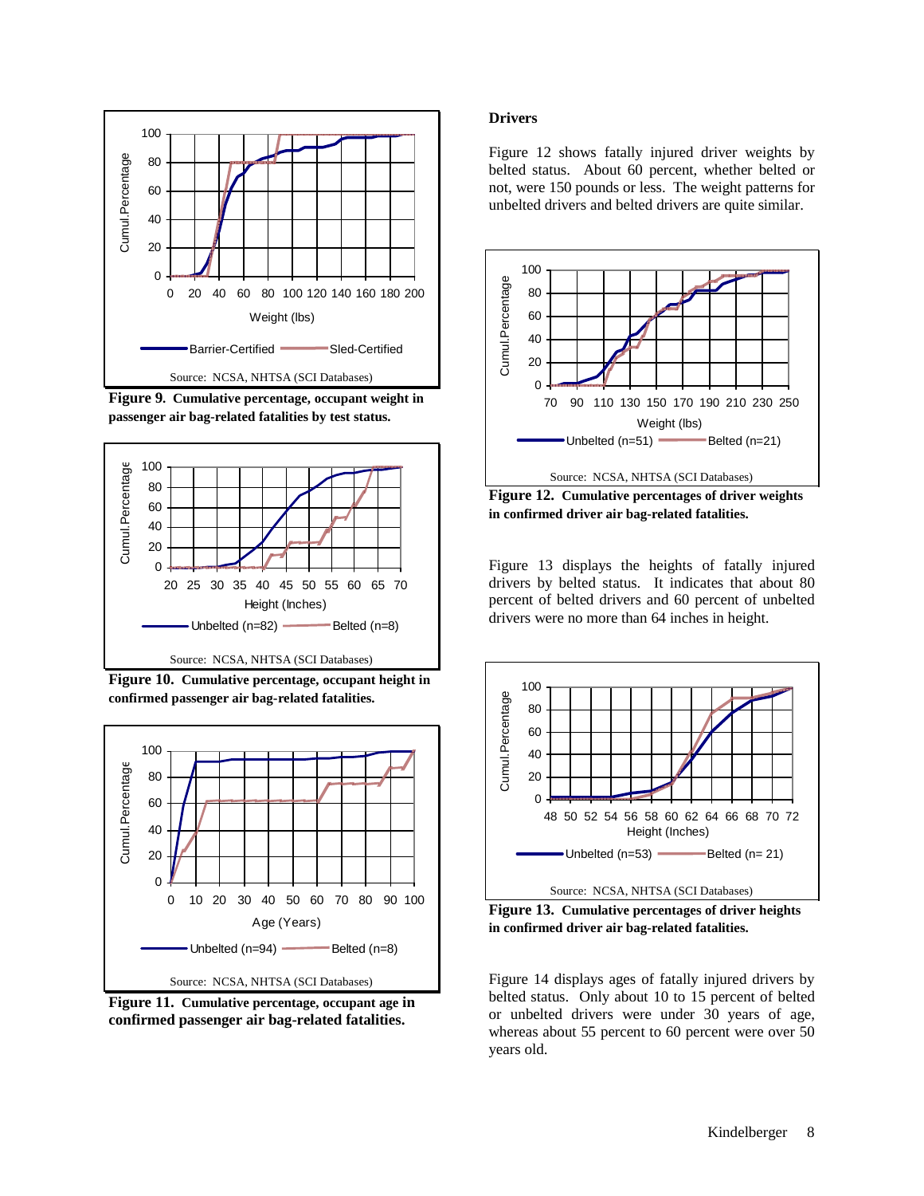**Figure 9. Cumulative percentage, occupant weight in passenger air bag-related fatalities by test status.**

**Figure 10. Cumulative percentage, occupant height in confirmed passenger air bag-related fatalities.**

**Figure 11. Cumulative percentage, occupant age in confirmed passenger air bag-related fatalities.**

### Drivers

Figure 12 shows fatally injured driver weights by belted status. About 60 percent, whether belted or not, were 150 pounds or less. The weight patterns for unbelted drivers and belted drivers are quite similar.

**Figure 12. Cumulative percentages of driver weights in confirmed driver air bag-related fatalities.**

Figure 13 displays the heights of fatally injured drivers by belted status. It indicates that about 80 percent of belted drivers and 60 percent of unbelted drivers were no more than 64 inches in height.

**Figure 13. Cumulative percentages of driver heights in confirmed driver air bag-related fatalities.**

Figure 14 displays ages of fatally injured drivers by belted status. Only about 10 to 15 percent of belted or unbelted drivers were under 30 years of age, whereas about 55 percent to 60 percent were over 50 years old.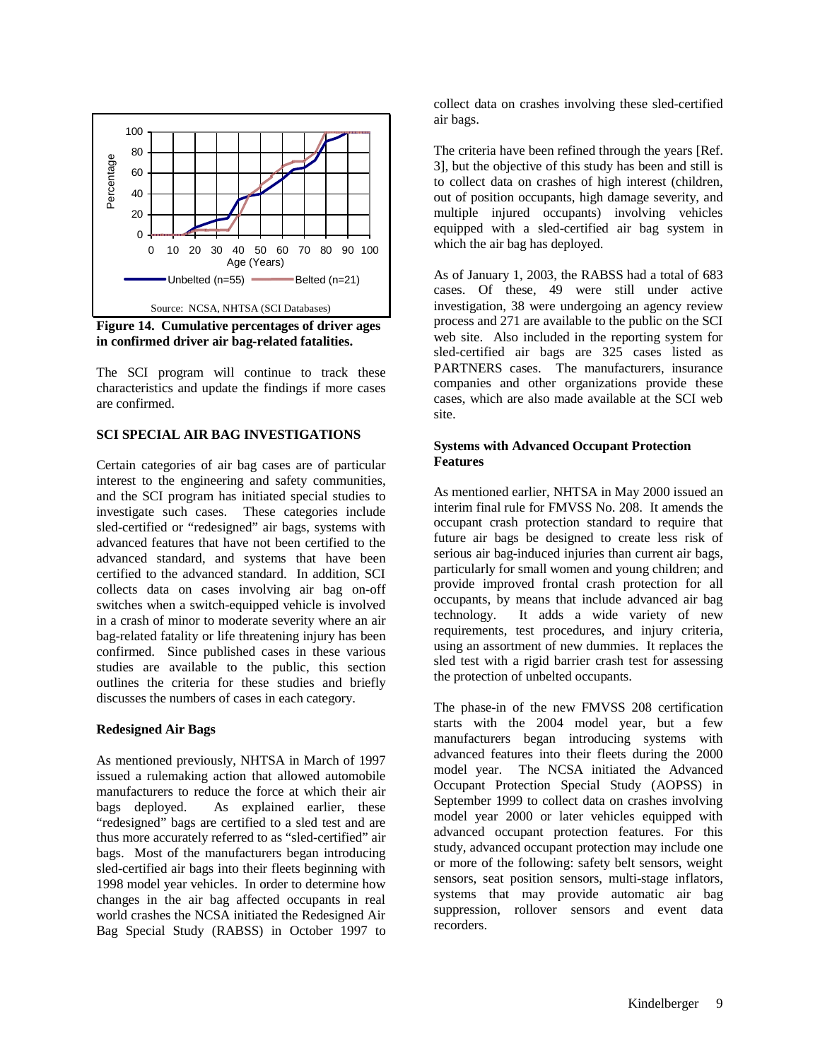**Figure 14. Cumulative percentages of driver ages in confirmed driver air bag-related fatalities.**

The SCI program will continue to track these characteristics and update the findings if more cases are confirmed.

## SCI SPECIAL AIR BAG INVESTIGATIONS

Certain categories of air bag cases are of particular interest to the engineering and safety communities, and the SCI program has initiated special studies to investigate such cases. These categories include sled-certified or "redesigned" air bags, systems with advanced features that have not been certified to the advanced standard, and systems that have been certified to the advanced standard. In addition, SCI collects data on cases involving air bag on-off switches when a switch-equipped vehicle is involved in a crash of minor to moderate severity where an air bag-related fatality or life threatening injury has been confirmed. Since published cases in these various studies are available to the public, this section outlines the criteria for these studies and briefly discusses the numbers of cases in each category.

### Redesigned Air Bags

As mentioned previously, NHTSA in March of 1997 issued a rulemaking action that allowed automobile manufacturers to reduce the force at which their air bags deployed. As explained earlier, these "redesigned" bags are certified to a sled test and are thus more accurately referred to as "sled-certified" air bags. Most of the manufacturers began introducing sled-certified air bags into their fleets beginning with 1998 model year vehicles. In order to determine how changes in the air bag affected occupants in real world crashes the NCSA initiated the Redesigned Air Bag Special Study (RABSS) in October 1997 to collect data on crashes involving these sled-certified air bags.

The criteria have been refined through the years [Ref. 3], but the objective of this study has been and still is to collect data on crashes of high interest (children, out of position occupants, high damage severity, and multiple injured occupants) involving vehicles equipped with a sled-certified air bag system in which the air bag has deployed.

As of January 1, 2003, the RABSS had a total of 683 cases. Of these, 49 were still under active investigation, 38 were undergoing an agency review process and 271 are available to the public on the SCI web site. Also included in the reporting system for sled-certified air bags are 325 cases listed as PARTNERS cases. The manufacturers, insurance companies and other organizations provide these cases, which are also made available at the SCI web site.

### Systems with Advanced Occupant Protection Features

As mentioned earlier, NHTSA in May 2000 issued an interim final rule for FMVSS No. 208. It amends the occupant crash protection standard to require that future air bags be designed to create less risk of serious air bag-induced injuries than current air bags, particularly for small women and young children; and provide improved frontal crash protection for all occupants, by means that include advanced air bag technology. It adds a wide variety of new requirements, test procedures, and injury criteria, using an assortment of new dummies. It replaces the sled test with a rigid barrier crash test for assessing the protection of unbelted occupants.

The phase-in of the new FMVSS 208 certification starts with the 2004 model year, but a few manufacturers began introducing systems with advanced features into their fleets during the 2000 model year. The NCSA initiated the Advanced Occupant Protection Special Study (AOPSS) in September 1999 to collect data on crashes involving model year 2000 or later vehicles equipped with advanced occupant protection features. For this study, advanced occupant protection may include one or more of the following: safety belt sensors, weight sensors, seat position sensors, multi-stage inflators, systems that may provide automatic air bag suppression, rollover sensors and event data recorders.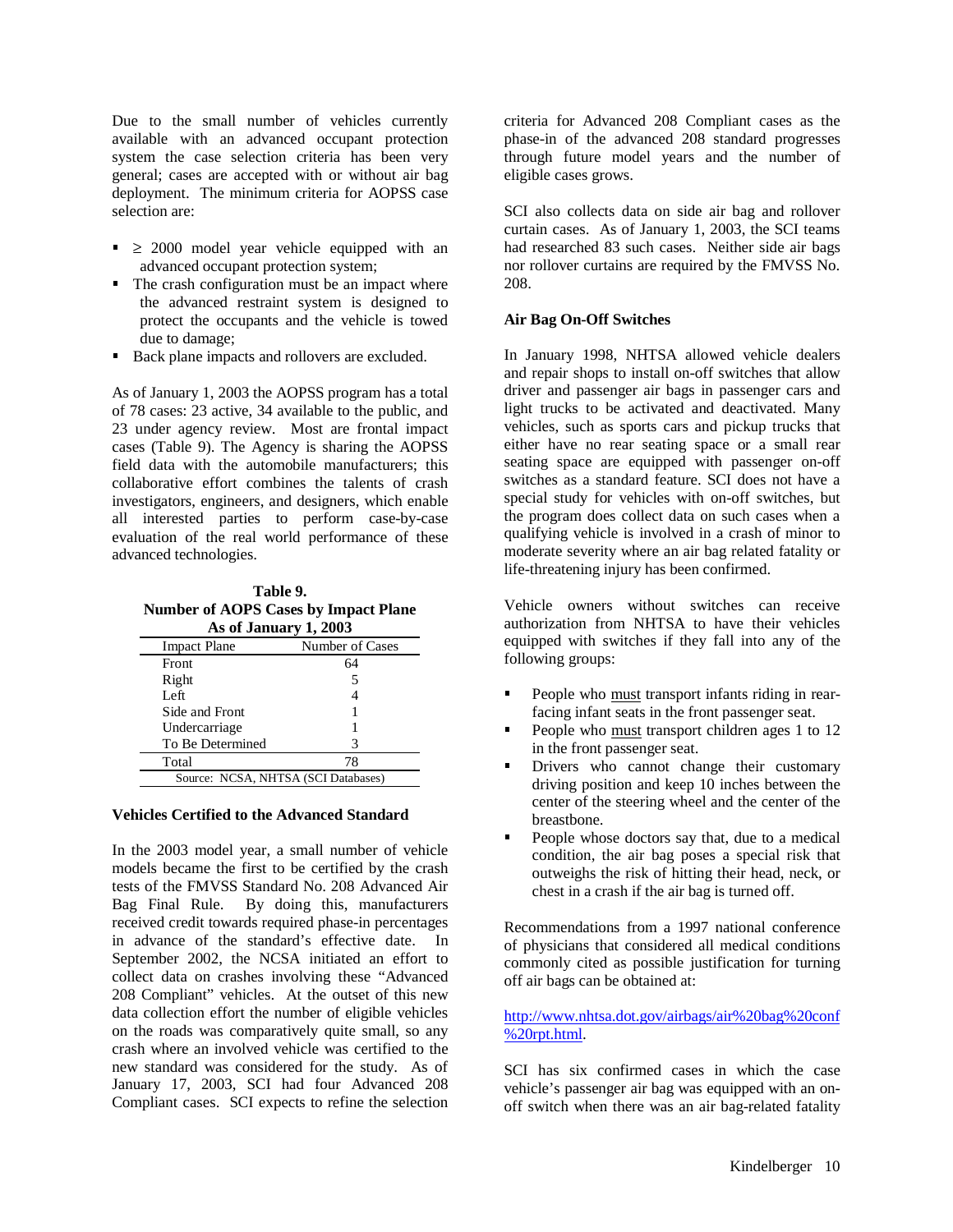Due to the small number of vehicles currently available with an advanced occupant protection system the case selection criteria has been very general; cases are accepted with or without air bag deployment. The minimum criteria for AOPSS case selection are:

- ≥ 2000 model year vehicle equipped with an advanced occupant protection system;
- The crash configuration must be an impact where the advanced restraint system is designed to protect the occupants and the vehicle is towed due to damage;
- Back plane impacts and rollovers are excluded.

As of January 1, 2003 the AOPSS program has a total of 78 cases: 23 active, 34 available to the public, and 23 under agency review. Most are frontal impact cases (Table 9). The Agency is sharing the AOPSS field data with the automobile manufacturers; this collaborative effort combines the talents of crash investigators, engineers, and designers, which enable all interested parties to perform case-by-case evaluation of the real world performance of these advanced technologies.

**Table 9. Number of AOPS Cases by Impact Plane As of January 1, 2003**

| Impact Plane | Number of Cases |
|---|---|
| Front | 64 |
| Right | 5 |
| Left | 4 |
| Side and Front | 1 |
| Undercarriage | 1 |
| To Be Determined | 3 |
| Total | 78 |

Source: NCSA, NHTSA (SCI Databases)

### Vehicles Certified to the Advanced Standard

In the 2003 model year, a small number of vehicle models became the first to be certified by the crash tests of the FMVSS Standard No. 208 Advanced Air Bag Final Rule. By doing this, manufacturers received credit towards required phase-in percentages in advance of the standard's effective date. In September 2002, the NCSA initiated an effort to collect data on crashes involving these "Advanced 208 Compliant" vehicles. At the outset of this new data collection effort the number of eligible vehicles on the roads was comparatively quite small, so any crash where an involved vehicle was certified to the new standard was considered for the study. As of January 17, 2003, SCI had four Advanced 208 Compliant cases. SCI expects to refine the selection criteria for Advanced 208 Compliant cases as the phase-in of the advanced 208 standard progresses through future model years and the number of eligible cases grows.

SCI also collects data on side air bag and rollover curtain cases. As of January 1, 2003, the SCI teams had researched 83 such cases. Neither side air bags nor rollover curtains are required by the FMVSS No. 208.

### Air Bag On-Off Switches

In January 1998, NHTSA allowed vehicle dealers and repair shops to install on-off switches that allow driver and passenger air bags in passenger cars and light trucks to be activated and deactivated. Many vehicles, such as sports cars and pickup trucks that either have no rear seating space or a small rear seating space are equipped with passenger on-off switches as a standard feature. SCI does not have a special study for vehicles with on-off switches, but the program does collect data on such cases when a qualifying vehicle is involved in a crash of minor to moderate severity where an air bag related fatality or life-threatening injury has been confirmed.

Vehicle owners without switches can receive authorization from NHTSA to have their vehicles equipped with switches if they fall into any of the following groups:

- People who must transport infants riding in rear-facing infant seats in the front passenger seat.
- People who must transport children ages 1 to 12 in the front passenger seat.
- Drivers who cannot change their customary driving position and keep 10 inches between the center of the steering wheel and the center of the breastbone.
- People whose doctors say that, due to a medical condition, the air bag poses a special risk that outweighs the risk of hitting their head, neck, or chest in a crash if the air bag is turned off.

Recommendations from a 1997 national conference of physicians that considered all medical conditions commonly cited as possible justification for turning off air bags can be obtained at:

http://www.nhtsa.dot.gov/airbags/air%20bag%20conf%20rpt.html.

SCI has six confirmed cases in which the case vehicle's passenger air bag was equipped with an on-off switch when there was an air bag-related fatality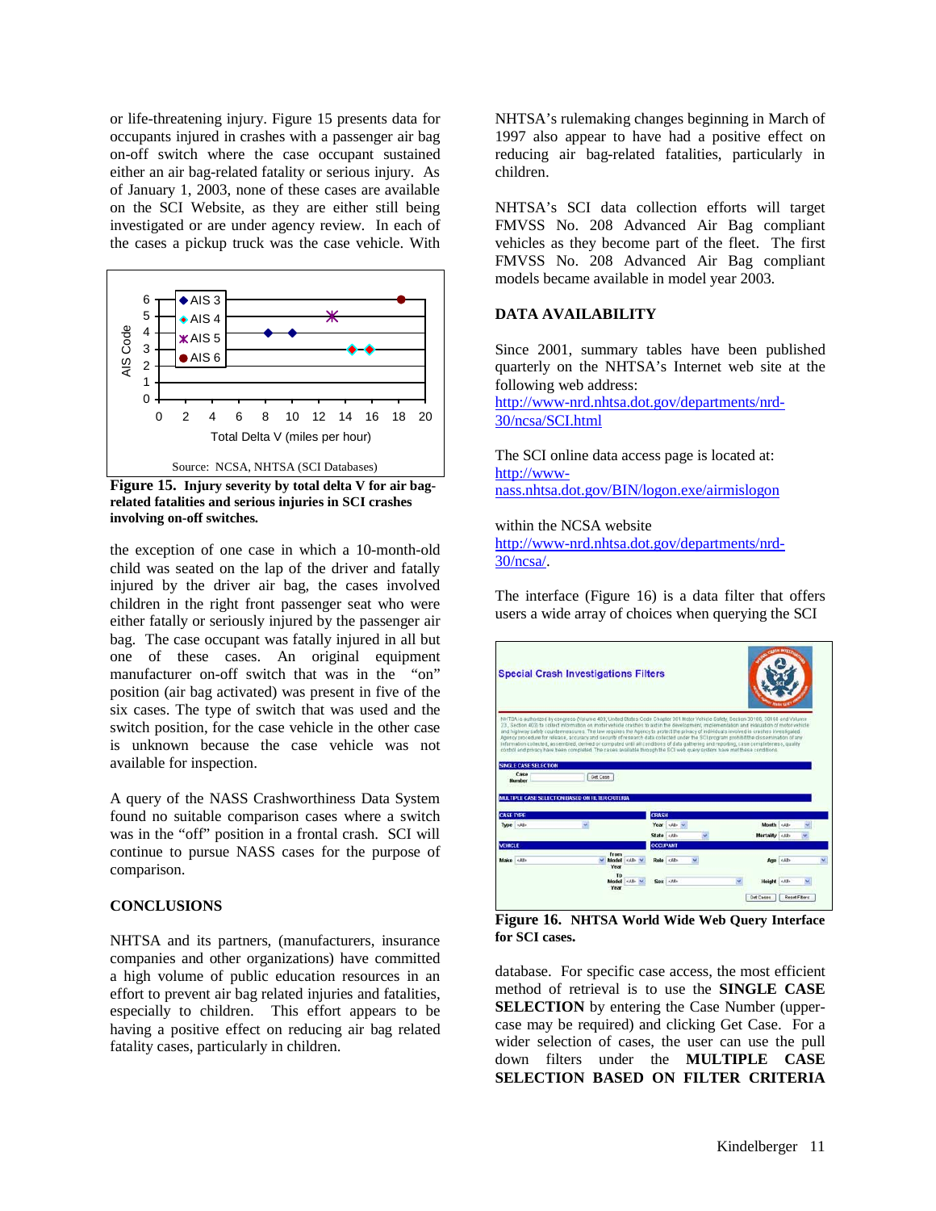or life-threatening injury. Figure 15 presents data for occupants injured in crashes with a passenger air bag on-off switch where the case occupant sustained either an air bag-related fatality or serious injury. As of January 1, 2003, none of these cases are available on the SCI Website, as they are either still being investigated or are under agency review. In each of the cases a pickup truck was the case vehicle. With the exception of one case in which a 10-month-old child was seated on the lap of the driver and fatally injured by the driver air bag, the cases involved children in the right front passenger seat who were either fatally or seriously injured by the passenger air bag. The case occupant was fatally injured in all but one of these cases. An original equipment manufacturer on-off switch that was in the "on" position (air bag activated) was present in five of the six cases. The type of switch that was used and the switch position, for the case vehicle in the other case is unknown because the case vehicle was not available for inspection.

**Figure 15. Injury severity by total delta V for air bag-related fatalities and serious injuries in SCI crashes involving on-off switches.**

A query of the NASS Crashworthiness Data System found no suitable comparison cases where a switch was in the "off" position in a frontal crash. SCI will continue to pursue NASS cases for the purpose of comparison.

## CONCLUSIONS

NHTSA and its partners, (manufacturers, insurance companies and other organizations) have committed a high volume of public education resources in an effort to prevent air bag related injuries and fatalities, especially to children. This effort appears to be having a positive effect on reducing air bag related fatality cases, particularly in children.

NHTSA's rulemaking changes beginning in March of 1997 also appear to have had a positive effect on reducing air bag-related fatalities, particularly in children.

NHTSA's SCI data collection efforts will target FMVSS No. 208 Advanced Air Bag compliant vehicles as they become part of the fleet. The first FMVSS No. 208 Advanced Air Bag compliant models became available in model year 2003.

## DATA AVAILABILITY

Since 2001, summary tables have been published quarterly on the NHTSA's Internet web site at the following web address:
http://www-nrd.nhtsa.dot.gov/departments/nrd-30/ncsa/SCI.html

The SCI online data access page is located at:
http://www-nass.nhtsa.dot.gov/BIN/logon.exe/airmislogon

within the NCSA website
http://www-nrd.nhtsa.dot.gov/departments/nrd-30/ncsa/.

The interface (Figure 16) is a data filter that offers users a wide array of choices when querying the SCI database. For specific case access, the most efficient method of retrieval is to use the **SINGLE CASE SELECTION** by entering the Case Number (upper-case may be required) and clicking Get Case. For a wider selection of cases, the user can use the pull down filters under the **MULTIPLE CASE SELECTION BASED ON FILTER CRITERIA**

**Figure 16. NHTSA World Wide Web Query Interface for SCI cases.**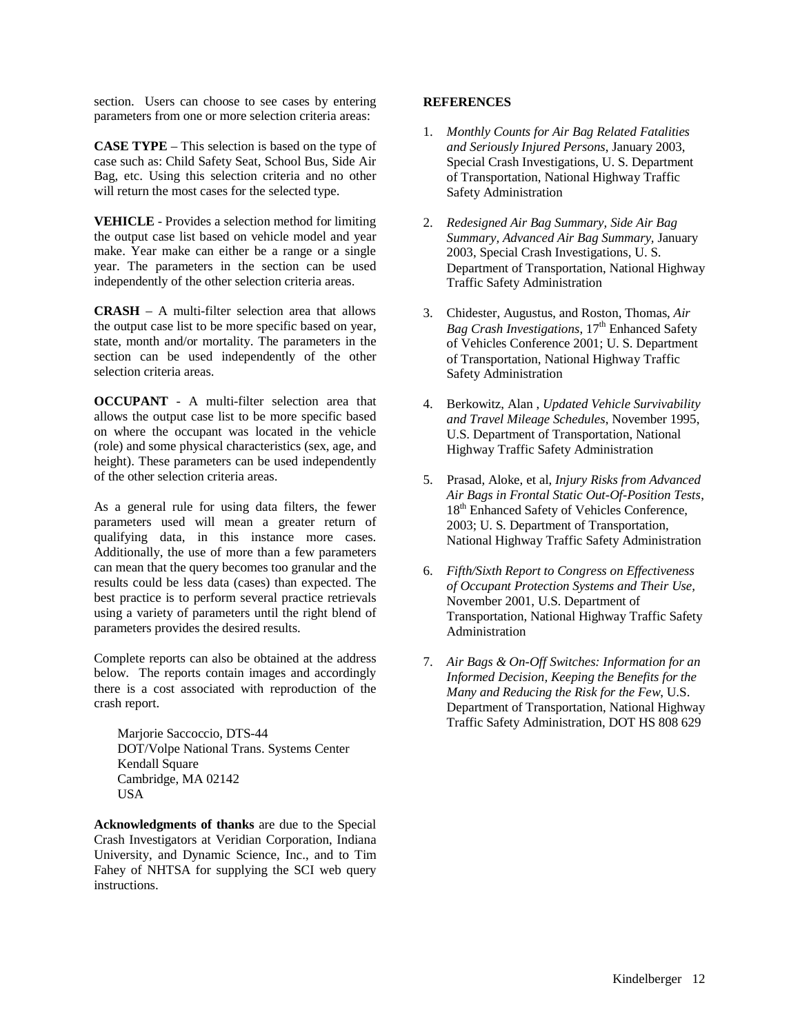section. Users can choose to see cases by entering parameters from one or more selection criteria areas:

**CASE TYPE** – This selection is based on the type of case such as: Child Safety Seat, School Bus, Side Air Bag, etc. Using this selection criteria and no other will return the most cases for the selected type.

**VEHICLE** - Provides a selection method for limiting the output case list based on vehicle model and year make. Year make can either be a range or a single year. The parameters in the section can be used independently of the other selection criteria areas.

**CRASH** – A multi-filter selection area that allows the output case list to be more specific based on year, state, month and/or mortality. The parameters in the section can be used independently of the other selection criteria areas.

**OCCUPANT** - A multi-filter selection area that allows the output case list to be more specific based on where the occupant was located in the vehicle (role) and some physical characteristics (sex, age, and height). These parameters can be used independently of the other selection criteria areas.

As a general rule for using data filters, the fewer parameters used will mean a greater return of qualifying data, in this instance more cases. Additionally, the use of more than a few parameters can mean that the query becomes too granular and the results could be less data (cases) than expected. The best practice is to perform several practice retrievals using a variety of parameters until the right blend of parameters provides the desired results.

Complete reports can also be obtained at the address below. The reports contain images and accordingly there is a cost associated with reproduction of the crash report.

Marjorie Saccoccio, DTS-44
DOT/Volpe National Trans. Systems Center
Kendall Square
Cambridge, MA 02142
USA

**Acknowledgments of thanks** are due to the Special Crash Investigators at Veridian Corporation, Indiana University, and Dynamic Science, Inc., and to Tim Fahey of NHTSA for supplying the SCI web query instructions.

## REFERENCES

1. *Monthly Counts for Air Bag Related Fatalities and Seriously Injured Persons*, January 2003, Special Crash Investigations, U. S. Department of Transportation, National Highway Traffic Safety Administration

2. *Redesigned Air Bag Summary, Side Air Bag Summary, Advanced Air Bag Summary,* January 2003, Special Crash Investigations, U. S. Department of Transportation, National Highway Traffic Safety Administration

3. Chidester, Augustus, and Roston, Thomas, *Air Bag Crash Investigations*, 17th Enhanced Safety of Vehicles Conference 2001; U. S. Department of Transportation, National Highway Traffic Safety Administration

4. Berkowitz, Alan , *Updated Vehicle Survivability and Travel Mileage Schedules*, November 1995, U.S. Department of Transportation, National Highway Traffic Safety Administration

5. Prasad, Aloke, et al, *Injury Risks from Advanced Air Bags in Frontal Static Out-Of-Position Tests*, 18th Enhanced Safety of Vehicles Conference, 2003; U. S. Department of Transportation, National Highway Traffic Safety Administration

6. *Fifth/Sixth Report to Congress on Effectiveness of Occupant Protection Systems and Their Use,* November 2001, U.S. Department of Transportation, National Highway Traffic Safety Administration

7. *Air Bags & On-Off Switches: Information for an Informed Decision, Keeping the Benefits for the Many and Reducing the Risk for the Few*, U.S. Department of Transportation, National Highway Traffic Safety Administration, DOT HS 808 629